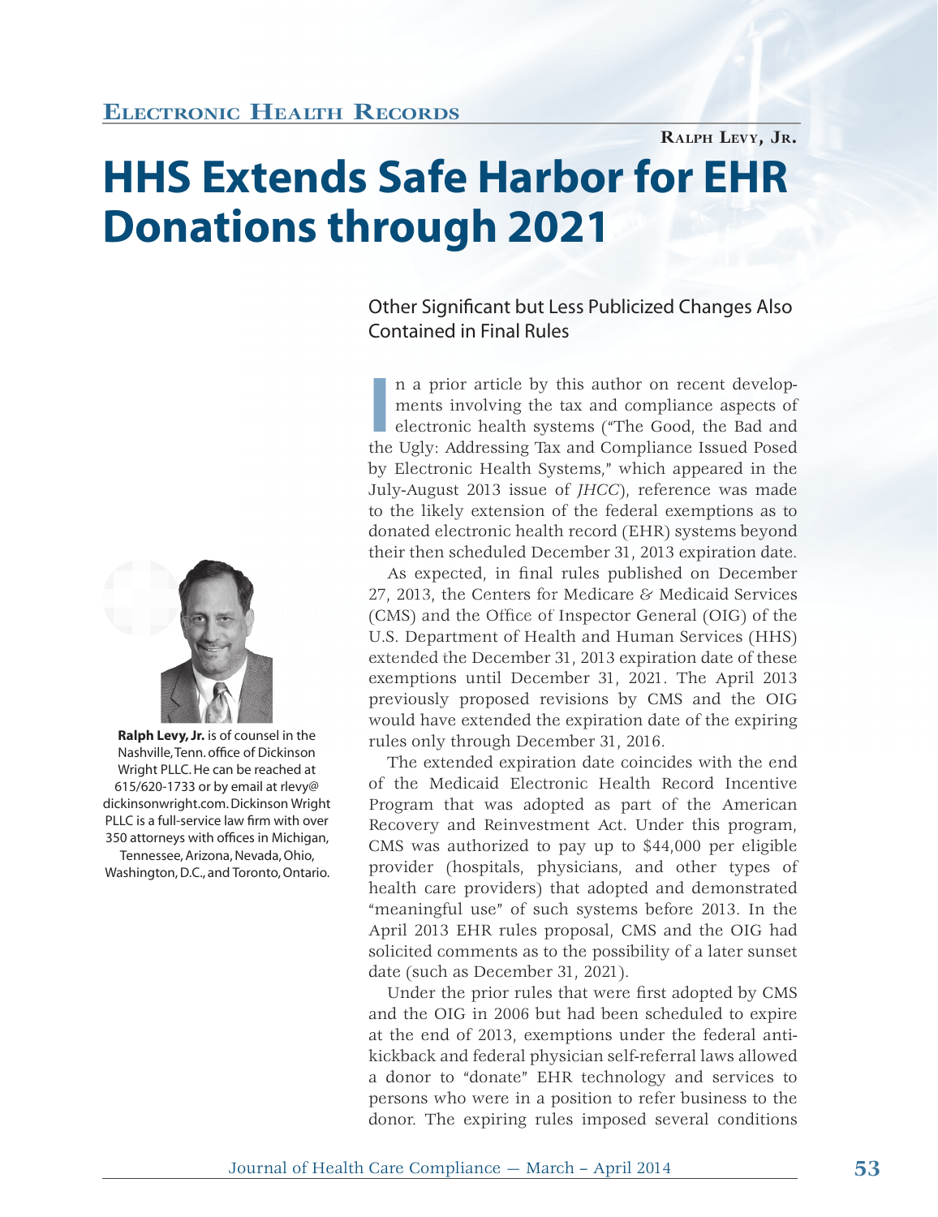Electronic Health Records

Ralph Levy, Jr.

# HHS Extends Safe Harbor for EHR Donations through 2021

## Other Significant but Less Publicized Changes Also Contained in Final Rules

**Ralph Levy, Jr.** is of counsel in the Nashville, Tenn. office of Dickinson Wright PLLC. He can be reached at 615/620-1733 or by email at rlevy@dickinsonwright.com. Dickinson Wright PLLC is a full-service law firm with over 350 attorneys with offices in Michigan, Tennessee, Arizona, Nevada, Ohio, Washington, D.C., and Toronto, Ontario.

In a prior article by this author on recent developments involving the tax and compliance aspects of electronic health systems ("The Good, the Bad and the Ugly: Addressing Tax and Compliance Issued Posed by Electronic Health Systems," which appeared in the July-August 2013 issue of *JHCC*), reference was made to the likely extension of the federal exemptions as to donated electronic health record (EHR) systems beyond their then scheduled December 31, 2013 expiration date.

As expected, in final rules published on December 27, 2013, the Centers for Medicare & Medicaid Services (CMS) and the Office of Inspector General (OIG) of the U.S. Department of Health and Human Services (HHS) extended the December 31, 2013 expiration date of these exemptions until December 31, 2021. The April 2013 previously proposed revisions by CMS and the OIG would have extended the expiration date of the expiring rules only through December 31, 2016.

The extended expiration date coincides with the end of the Medicaid Electronic Health Record Incentive Program that was adopted as part of the American Recovery and Reinvestment Act. Under this program, CMS was authorized to pay up to $44,000 per eligible provider (hospitals, physicians, and other types of health care providers) that adopted and demonstrated "meaningful use" of such systems before 2013. In the April 2013 EHR rules proposal, CMS and the OIG had solicited comments as to the possibility of a later sunset date (such as December 31, 2021).

Under the prior rules that were first adopted by CMS and the OIG in 2006 but had been scheduled to expire at the end of 2013, exemptions under the federal anti-kickback and federal physician self-referral laws allowed a donor to "donate" EHR technology and services to persons who were in a position to refer business to the donor. The expiring rules imposed several conditions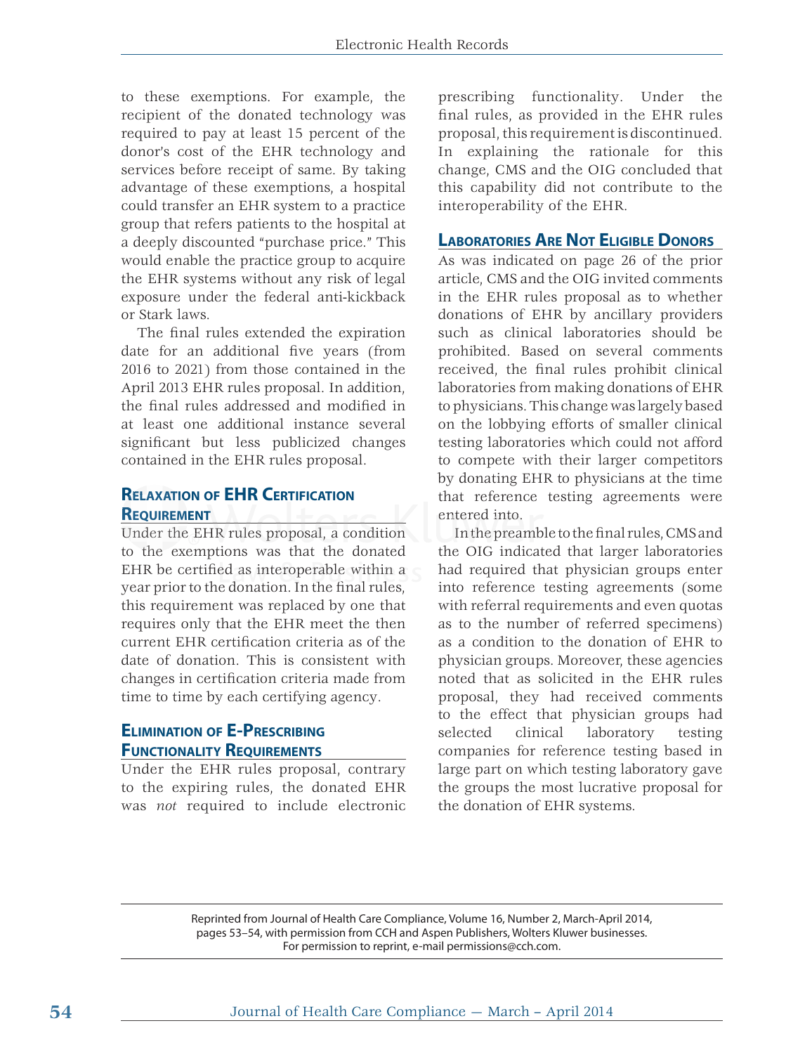to these exemptions. For example, the recipient of the donated technology was required to pay at least 15 percent of the donor's cost of the EHR technology and services before receipt of same. By taking advantage of these exemptions, a hospital could transfer an EHR system to a practice group that refers patients to the hospital at a deeply discounted "purchase price." This would enable the practice group to acquire the EHR systems without any risk of legal exposure under the federal anti-kickback or Stark laws.

The final rules extended the expiration date for an additional five years (from 2016 to 2021) from those contained in the April 2013 EHR rules proposal. In addition, the final rules addressed and modified in at least one additional instance several significant but less publicized changes contained in the EHR rules proposal.

## Relaxation of EHR Certification Requirement

Under the EHR rules proposal, a condition to the exemptions was that the donated EHR be certified as interoperable within a year prior to the donation. In the final rules, this requirement was replaced by one that requires only that the EHR meet the then current EHR certification criteria as of the date of donation. This is consistent with changes in certification criteria made from time to time by each certifying agency.

## Elimination of E-Prescribing Functionality Requirements

Under the EHR rules proposal, contrary to the expiring rules, the donated EHR was *not* required to include electronic prescribing functionality. Under the final rules, as provided in the EHR rules proposal, this requirement is discontinued. In explaining the rationale for this change, CMS and the OIG concluded that this capability did not contribute to the interoperability of the EHR.

## Laboratories Are Not Eligible Donors

As was indicated on page 26 of the prior article, CMS and the OIG invited comments in the EHR rules proposal as to whether donations of EHR by ancillary providers such as clinical laboratories should be prohibited. Based on several comments received, the final rules prohibit clinical laboratories from making donations of EHR to physicians. This change was largely based on the lobbying efforts of smaller clinical testing laboratories which could not afford to compete with their larger competitors by donating EHR to physicians at the time that reference testing agreements were entered into.

In the preamble to the final rules, CMS and the OIG indicated that larger laboratories had required that physician groups enter into reference testing agreements (some with referral requirements and even quotas as to the number of referred specimens) as a condition to the donation of EHR to physician groups. Moreover, these agencies noted that as solicited in the EHR rules proposal, they had received comments to the effect that physician groups had selected clinical laboratory testing companies for reference testing based in large part on which testing laboratory gave the groups the most lucrative proposal for the donation of EHR systems.

---

Reprinted from Journal of Health Care Compliance, Volume 16, Number 2, March-April 2014, pages 53–54, with permission from CCH and Aspen Publishers, Wolters Kluwer businesses. For permission to reprint, e-mail permissions@cch.com.